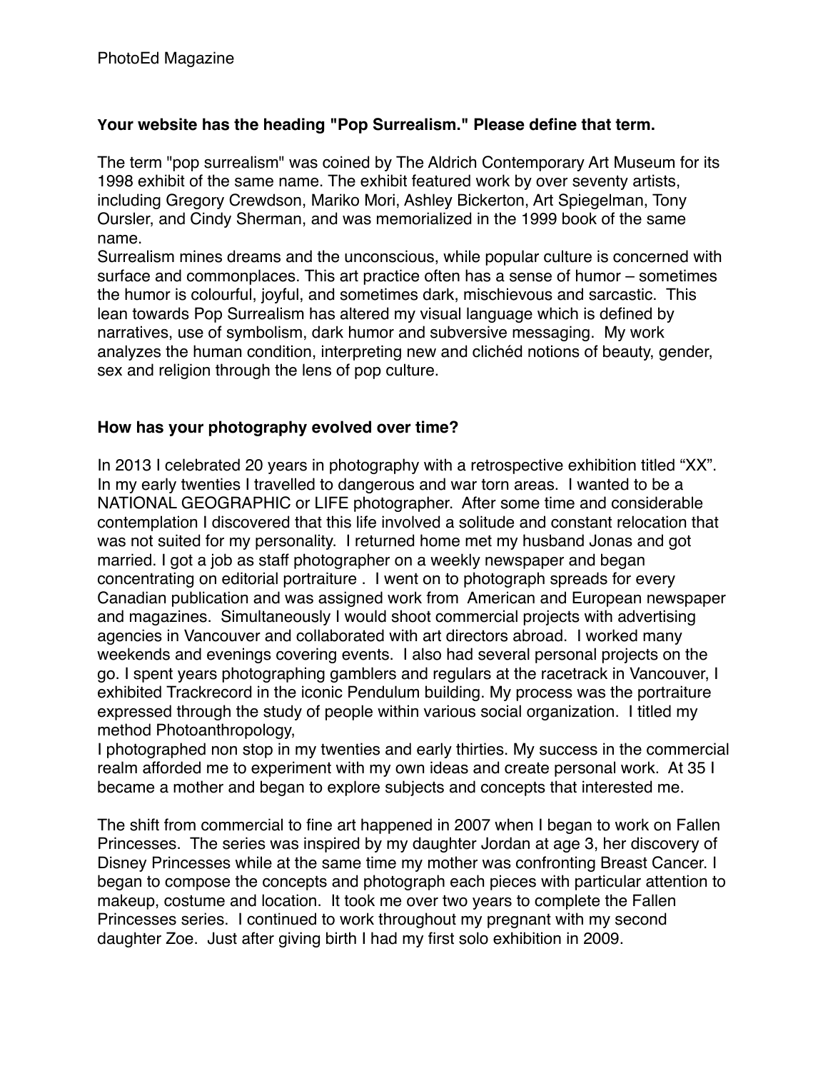PhotoEd Magazine

**Your website has the heading "Pop Surrealism." Please define that term.**

The term "pop surrealism" was coined by The Aldrich Contemporary Art Museum for its 1998 exhibit of the same name. The exhibit featured work by over seventy artists, including Gregory Crewdson, Mariko Mori, Ashley Bickerton, Art Spiegelman, Tony Oursler, and Cindy Sherman, and was memorialized in the 1999 book of the same name.
Surrealism mines dreams and the unconscious, while popular culture is concerned with surface and commonplaces. This art practice often has a sense of humor – sometimes the humor is colourful, joyful, and sometimes dark, mischievous and sarcastic. This lean towards Pop Surrealism has altered my visual language which is defined by narratives, use of symbolism, dark humor and subversive messaging. My work analyzes the human condition, interpreting new and clichéd notions of beauty, gender, sex and religion through the lens of pop culture.

**How has your photography evolved over time?**

In 2013 I celebrated 20 years in photography with a retrospective exhibition titled "XX". In my early twenties I travelled to dangerous and war torn areas. I wanted to be a NATIONAL GEOGRAPHIC or LIFE photographer. After some time and considerable contemplation I discovered that this life involved a solitude and constant relocation that was not suited for my personality. I returned home met my husband Jonas and got married. I got a job as staff photographer on a weekly newspaper and began concentrating on editorial portraiture . I went on to photograph spreads for every Canadian publication and was assigned work from American and European newspaper and magazines. Simultaneously I would shoot commercial projects with advertising agencies in Vancouver and collaborated with art directors abroad. I worked many weekends and evenings covering events. I also had several personal projects on the go. I spent years photographing gamblers and regulars at the racetrack in Vancouver, I exhibited Trackrecord in the iconic Pendulum building. My process was the portraiture expressed through the study of people within various social organization. I titled my method Photoanthropology,
I photographed non stop in my twenties and early thirties. My success in the commercial realm afforded me to experiment with my own ideas and create personal work. At 35 I became a mother and began to explore subjects and concepts that interested me.

The shift from commercial to fine art happened in 2007 when I began to work on Fallen Princesses. The series was inspired by my daughter Jordan at age 3, her discovery of Disney Princesses while at the same time my mother was confronting Breast Cancer. I began to compose the concepts and photograph each pieces with particular attention to makeup, costume and location. It took me over two years to complete the Fallen Princesses series. I continued to work throughout my pregnant with my second daughter Zoe. Just after giving birth I had my first solo exhibition in 2009.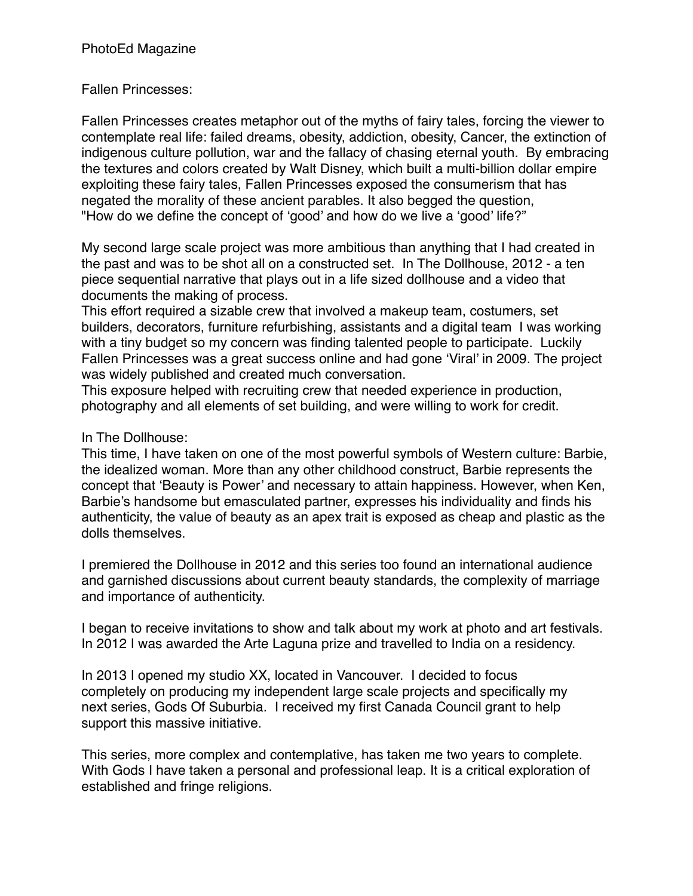PhotoEd Magazine

Fallen Princesses:

Fallen Princesses creates metaphor out of the myths of fairy tales, forcing the viewer to contemplate real life: failed dreams, obesity, addiction, obesity, Cancer, the extinction of indigenous culture pollution, war and the fallacy of chasing eternal youth. By embracing the textures and colors created by Walt Disney, which built a multi-billion dollar empire exploiting these fairy tales, Fallen Princesses exposed the consumerism that has negated the morality of these ancient parables. It also begged the question, "How do we define the concept of 'good' and how do we live a 'good' life?"

My second large scale project was more ambitious than anything that I had created in the past and was to be shot all on a constructed set. In The Dollhouse, 2012 - a ten piece sequential narrative that plays out in a life sized dollhouse and a video that documents the making of process.
This effort required a sizable crew that involved a makeup team, costumers, set builders, decorators, furniture refurbishing, assistants and a digital team I was working with a tiny budget so my concern was finding talented people to participate. Luckily Fallen Princesses was a great success online and had gone 'Viral' in 2009. The project was widely published and created much conversation.
This exposure helped with recruiting crew that needed experience in production, photography and all elements of set building, and were willing to work for credit.

In The Dollhouse:
This time, I have taken on one of the most powerful symbols of Western culture: Barbie, the idealized woman. More than any other childhood construct, Barbie represents the concept that 'Beauty is Power' and necessary to attain happiness. However, when Ken, Barbie's handsome but emasculated partner, expresses his individuality and finds his authenticity, the value of beauty as an apex trait is exposed as cheap and plastic as the dolls themselves.

I premiered the Dollhouse in 2012 and this series too found an international audience and garnished discussions about current beauty standards, the complexity of marriage and importance of authenticity.

I began to receive invitations to show and talk about my work at photo and art festivals. In 2012 I was awarded the Arte Laguna prize and travelled to India on a residency.

In 2013 I opened my studio XX, located in Vancouver. I decided to focus completely on producing my independent large scale projects and specifically my next series, Gods Of Suburbia. I received my first Canada Council grant to help support this massive initiative.

This series, more complex and contemplative, has taken me two years to complete. With Gods I have taken a personal and professional leap. It is a critical exploration of established and fringe religions.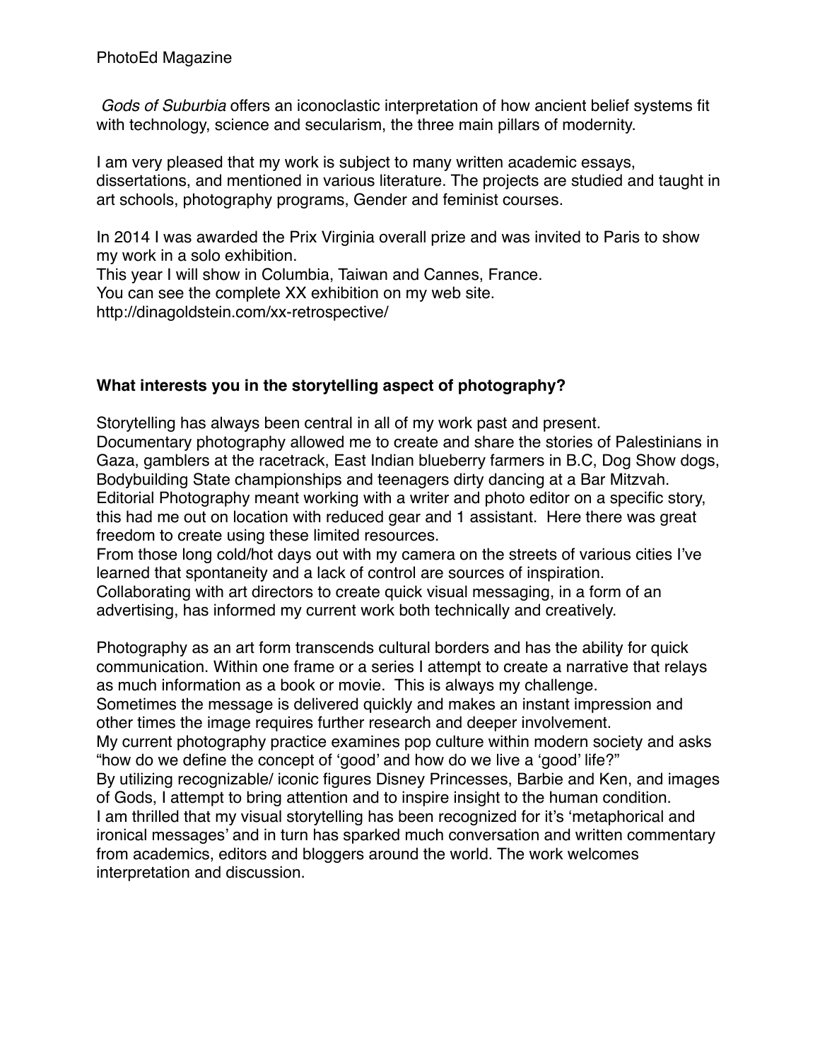PhotoEd Magazine

*Gods of Suburbia* offers an iconoclastic interpretation of how ancient belief systems fit with technology, science and secularism, the three main pillars of modernity.

I am very pleased that my work is subject to many written academic essays, dissertations, and mentioned in various literature. The projects are studied and taught in art schools, photography programs, Gender and feminist courses.

In 2014 I was awarded the Prix Virginia overall prize and was invited to Paris to show my work in a solo exhibition.
This year I will show in Columbia, Taiwan and Cannes, France.
You can see the complete XX exhibition on my web site.
http://dinagoldstein.com/xx-retrospective/

**What interests you in the storytelling aspect of photography?**

Storytelling has always been central in all of my work past and present.
Documentary photography allowed me to create and share the stories of Palestinians in Gaza, gamblers at the racetrack, East Indian blueberry farmers in B.C, Dog Show dogs, Bodybuilding State championships and teenagers dirty dancing at a Bar Mitzvah.
Editorial Photography meant working with a writer and photo editor on a specific story, this had me out on location with reduced gear and 1 assistant. Here there was great freedom to create using these limited resources.
From those long cold/hot days out with my camera on the streets of various cities I've learned that spontaneity and a lack of control are sources of inspiration.
Collaborating with art directors to create quick visual messaging, in a form of an advertising, has informed my current work both technically and creatively.

Photography as an art form transcends cultural borders and has the ability for quick communication. Within one frame or a series I attempt to create a narrative that relays as much information as a book or movie. This is always my challenge.
Sometimes the message is delivered quickly and makes an instant impression and other times the image requires further research and deeper involvement.
My current photography practice examines pop culture within modern society and asks "how do we define the concept of 'good' and how do we live a 'good' life?"
By utilizing recognizable/ iconic figures Disney Princesses, Barbie and Ken, and images of Gods, I attempt to bring attention and to inspire insight to the human condition.
I am thrilled that my visual storytelling has been recognized for it's 'metaphorical and ironical messages' and in turn has sparked much conversation and written commentary from academics, editors and bloggers around the world. The work welcomes interpretation and discussion.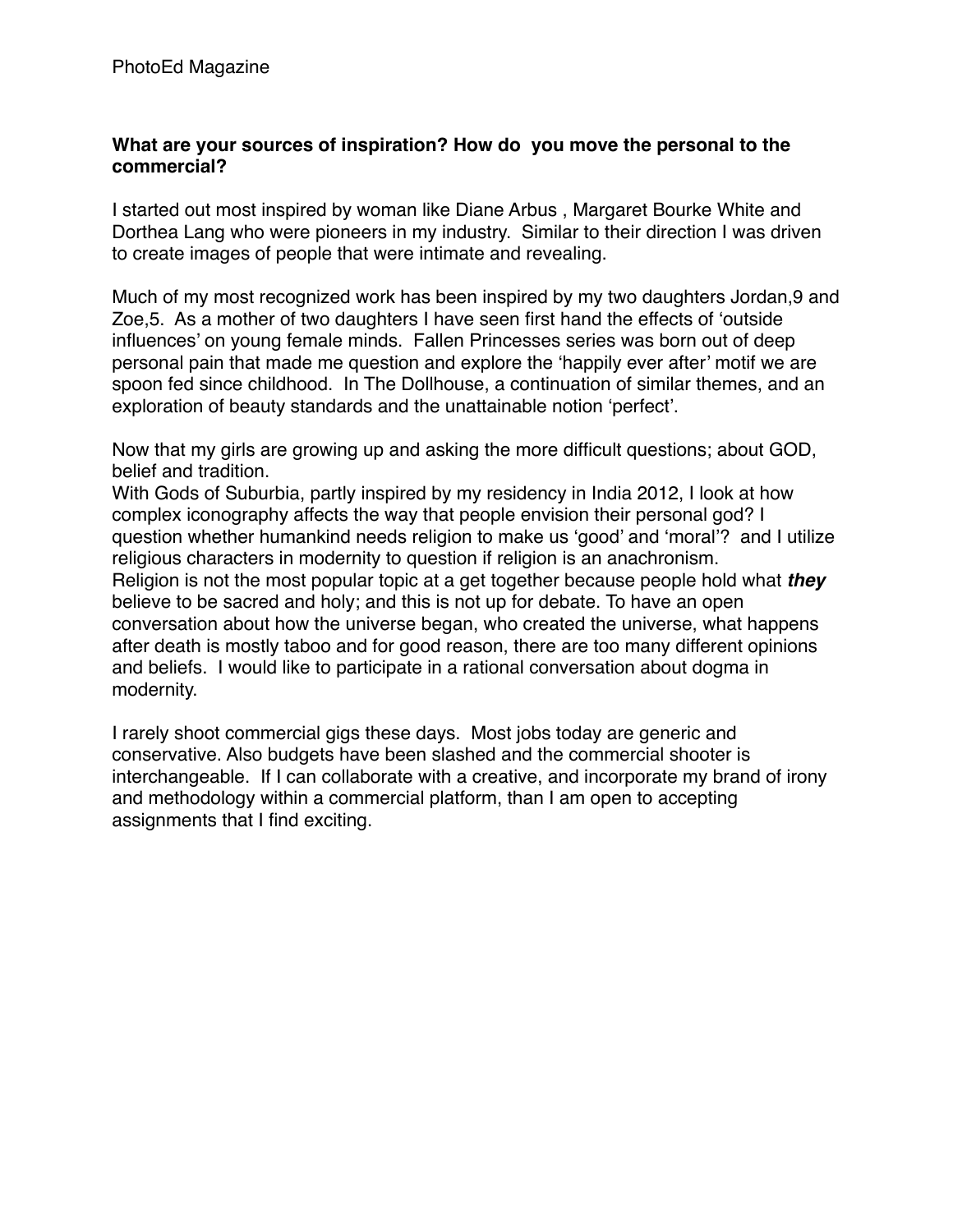PhotoEd Magazine

**What are your sources of inspiration? How do you move the personal to the commercial?**

I started out most inspired by woman like Diane Arbus , Margaret Bourke White and Dorthea Lang who were pioneers in my industry. Similar to their direction I was driven to create images of people that were intimate and revealing.

Much of my most recognized work has been inspired by my two daughters Jordan,9 and Zoe,5. As a mother of two daughters I have seen first hand the effects of 'outside influences' on young female minds. Fallen Princesses series was born out of deep personal pain that made me question and explore the 'happily ever after' motif we are spoon fed since childhood. In The Dollhouse, a continuation of similar themes, and an exploration of beauty standards and the unattainable notion 'perfect'.

Now that my girls are growing up and asking the more difficult questions; about GOD, belief and tradition.
With Gods of Suburbia, partly inspired by my residency in India 2012, I look at how complex iconography affects the way that people envision their personal god? I question whether humankind needs religion to make us 'good' and 'moral'? and I utilize religious characters in modernity to question if religion is an anachronism.
Religion is not the most popular topic at a get together because people hold what ***they*** believe to be sacred and holy; and this is not up for debate. To have an open conversation about how the universe began, who created the universe, what happens after death is mostly taboo and for good reason, there are too many different opinions and beliefs. I would like to participate in a rational conversation about dogma in modernity.

I rarely shoot commercial gigs these days. Most jobs today are generic and conservative. Also budgets have been slashed and the commercial shooter is interchangeable. If I can collaborate with a creative, and incorporate my brand of irony and methodology within a commercial platform, than I am open to accepting assignments that I find exciting.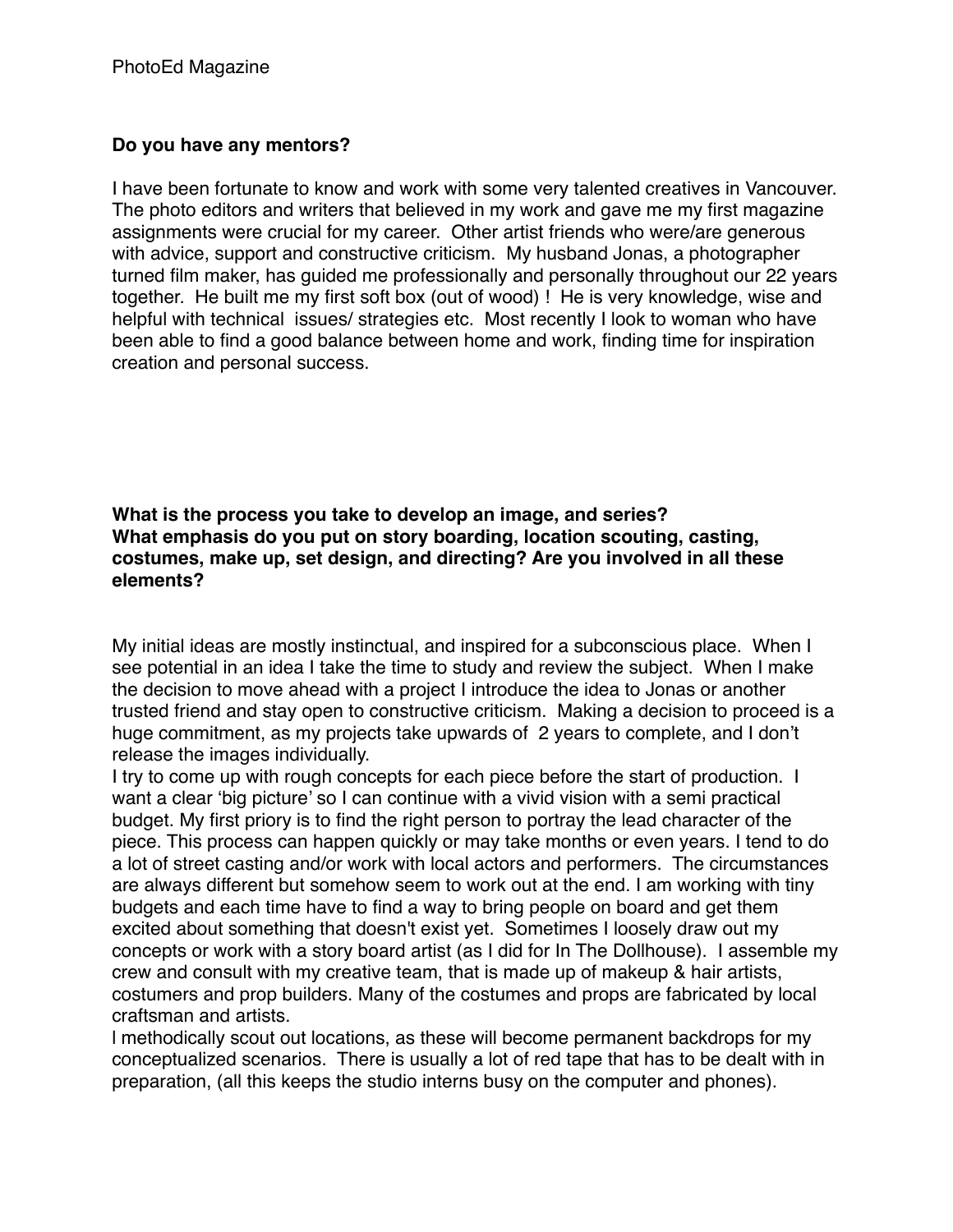**Do you have any mentors?**

I have been fortunate to know and work with some very talented creatives in Vancouver. The photo editors and writers that believed in my work and gave me my first magazine assignments were crucial for my career. Other artist friends who were/are generous with advice, support and constructive criticism. My husband Jonas, a photographer turned film maker, has guided me professionally and personally throughout our 22 years together. He built me my first soft box (out of wood) ! He is very knowledge, wise and helpful with technical issues/ strategies etc. Most recently I look to woman who have been able to find a good balance between home and work, finding time for inspiration creation and personal success.

**What is the process you take to develop an image, and series?**
**What emphasis do you put on story boarding, location scouting, casting, costumes, make up, set design, and directing? Are you involved in all these elements?**

My initial ideas are mostly instinctual, and inspired for a subconscious place. When I see potential in an idea I take the time to study and review the subject. When I make the decision to move ahead with a project I introduce the idea to Jonas or another trusted friend and stay open to constructive criticism. Making a decision to proceed is a huge commitment, as my projects take upwards of 2 years to complete, and I don't release the images individually.
I try to come up with rough concepts for each piece before the start of production. I want a clear 'big picture' so I can continue with a vivid vision with a semi practical budget. My first priory is to find the right person to portray the lead character of the piece. This process can happen quickly or may take months or even years. I tend to do a lot of street casting and/or work with local actors and performers. The circumstances are always different but somehow seem to work out at the end. I am working with tiny budgets and each time have to find a way to bring people on board and get them excited about something that doesn't exist yet. Sometimes I loosely draw out my concepts or work with a story board artist (as I did for In The Dollhouse). I assemble my crew and consult with my creative team, that is made up of makeup & hair artists, costumers and prop builders. Many of the costumes and props are fabricated by local craftsman and artists.
I methodically scout out locations, as these will become permanent backdrops for my conceptualized scenarios. There is usually a lot of red tape that has to be dealt with in preparation, (all this keeps the studio interns busy on the computer and phones).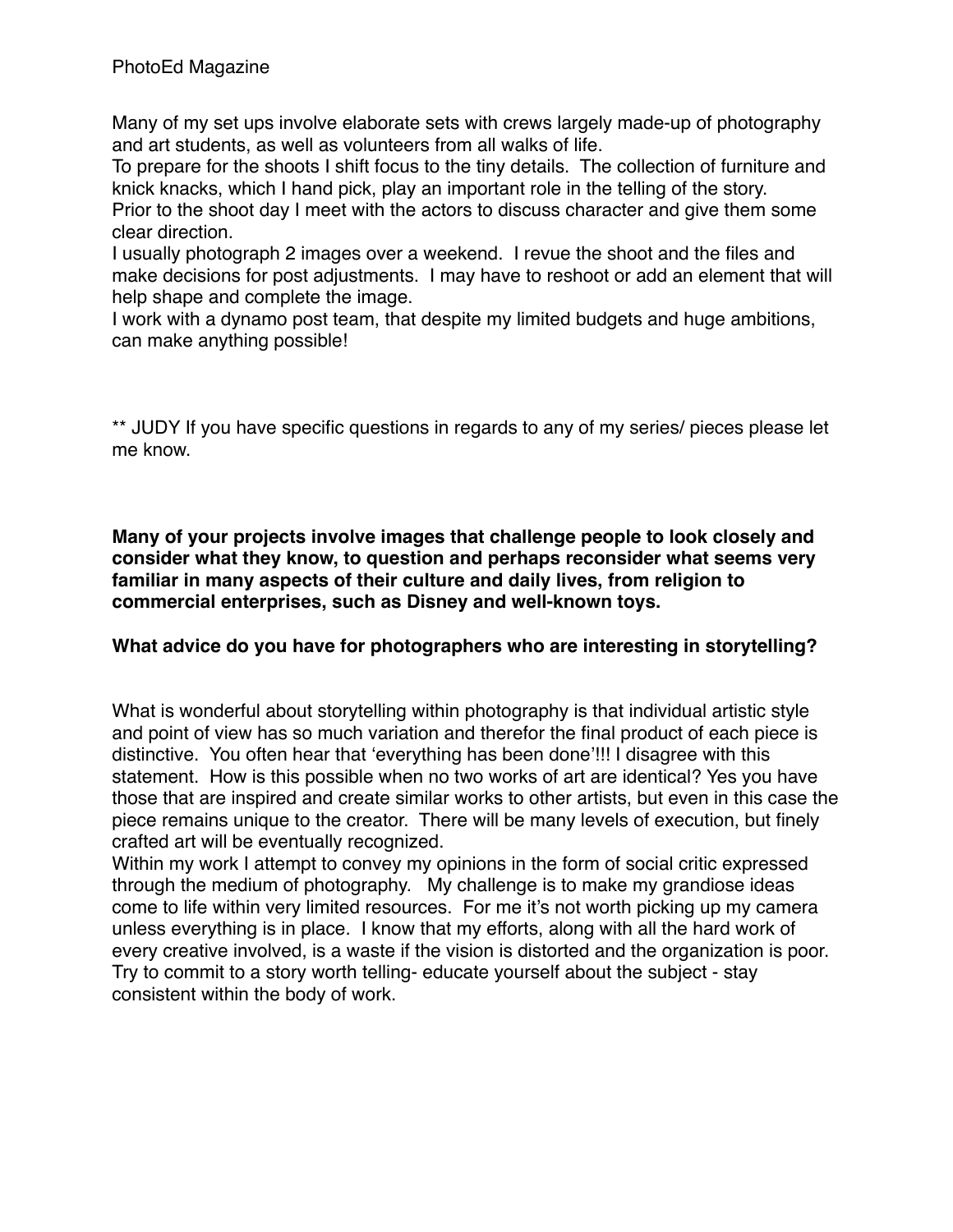PhotoEd Magazine

Many of my set ups involve elaborate sets with crews largely made-up of photography and art students, as well as volunteers from all walks of life.
To prepare for the shoots I shift focus to the tiny details. The collection of furniture and knick knacks, which I hand pick, play an important role in the telling of the story.
Prior to the shoot day I meet with the actors to discuss character and give them some clear direction.
I usually photograph 2 images over a weekend. I revue the shoot and the files and make decisions for post adjustments. I may have to reshoot or add an element that will help shape and complete the image.
I work with a dynamo post team, that despite my limited budgets and huge ambitions, can make anything possible!

** JUDY If you have specific questions in regards to any of my series/ pieces please let me know.

**Many of your projects involve images that challenge people to look closely and consider what they know, to question and perhaps reconsider what seems very familiar in many aspects of their culture and daily lives, from religion to commercial enterprises, such as Disney and well-known toys.**

**What advice do you have for photographers who are interesting in storytelling?**

What is wonderful about storytelling within photography is that individual artistic style and point of view has so much variation and therefor the final product of each piece is distinctive. You often hear that 'everything has been done'!!! I disagree with this statement. How is this possible when no two works of art are identical? Yes you have those that are inspired and create similar works to other artists, but even in this case the piece remains unique to the creator. There will be many levels of execution, but finely crafted art will be eventually recognized.
Within my work I attempt to convey my opinions in the form of social critic expressed through the medium of photography. My challenge is to make my grandiose ideas come to life within very limited resources. For me it's not worth picking up my camera unless everything is in place. I know that my efforts, along with all the hard work of every creative involved, is a waste if the vision is distorted and the organization is poor.
Try to commit to a story worth telling- educate yourself about the subject - stay consistent within the body of work.